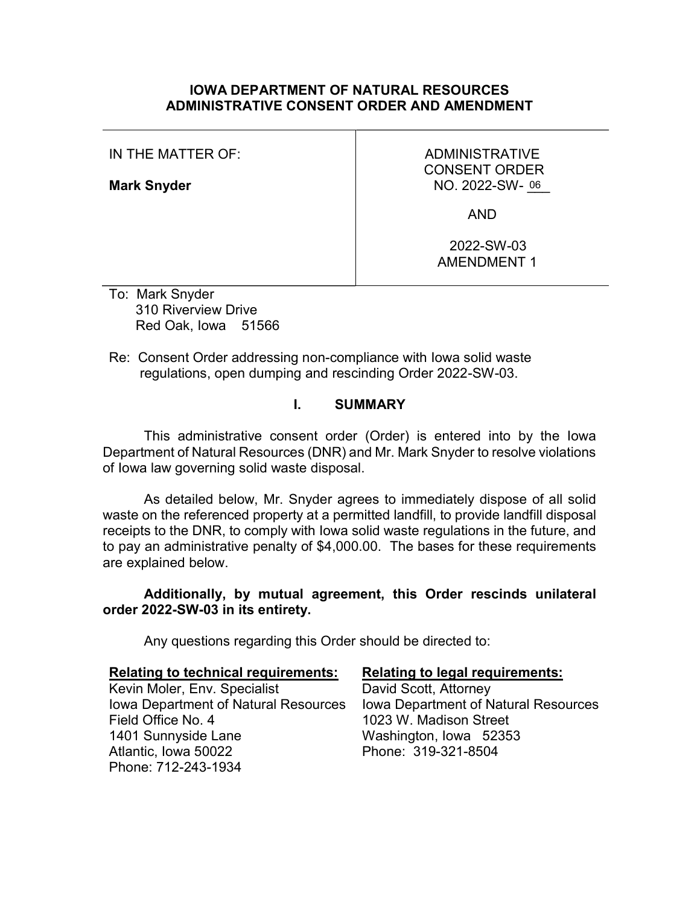# IOWA DEPARTMENT OF NATURAL RESOURCES
# ADMINISTRATIVE CONSENT ORDER AND AMENDMENT

| IN THE MATTER OF: **Mark Snyder** | ADMINISTRATIVE CONSENT ORDER NO. 2022-SW- 06 AND 2022-SW-03 AMENDMENT 1 |
|---|---|

To: Mark Snyder
310 Riverview Drive
Red Oak, Iowa 51566

Re: Consent Order addressing non-compliance with Iowa solid waste regulations, open dumping and rescinding Order 2022-SW-03.

## I. SUMMARY

This administrative consent order (Order) is entered into by the Iowa Department of Natural Resources (DNR) and Mr. Mark Snyder to resolve violations of Iowa law governing solid waste disposal.

As detailed below, Mr. Snyder agrees to immediately dispose of all solid waste on the referenced property at a permitted landfill, to provide landfill disposal receipts to the DNR, to comply with Iowa solid waste regulations in the future, and to pay an administrative penalty of $4,000.00. The bases for these requirements are explained below.

**Additionally, by mutual agreement, this Order rescinds unilateral order 2022-SW-03 in its entirety.**

Any questions regarding this Order should be directed to:

**Relating to technical requirements:**
Kevin Moler, Env. Specialist
Iowa Department of Natural Resources
Field Office No. 4
1401 Sunnyside Lane
Atlantic, Iowa 50022
Phone: 712-243-1934

**Relating to legal requirements:**
David Scott, Attorney
Iowa Department of Natural Resources
1023 W. Madison Street
Washington, Iowa 52353
Phone: 319-321-8504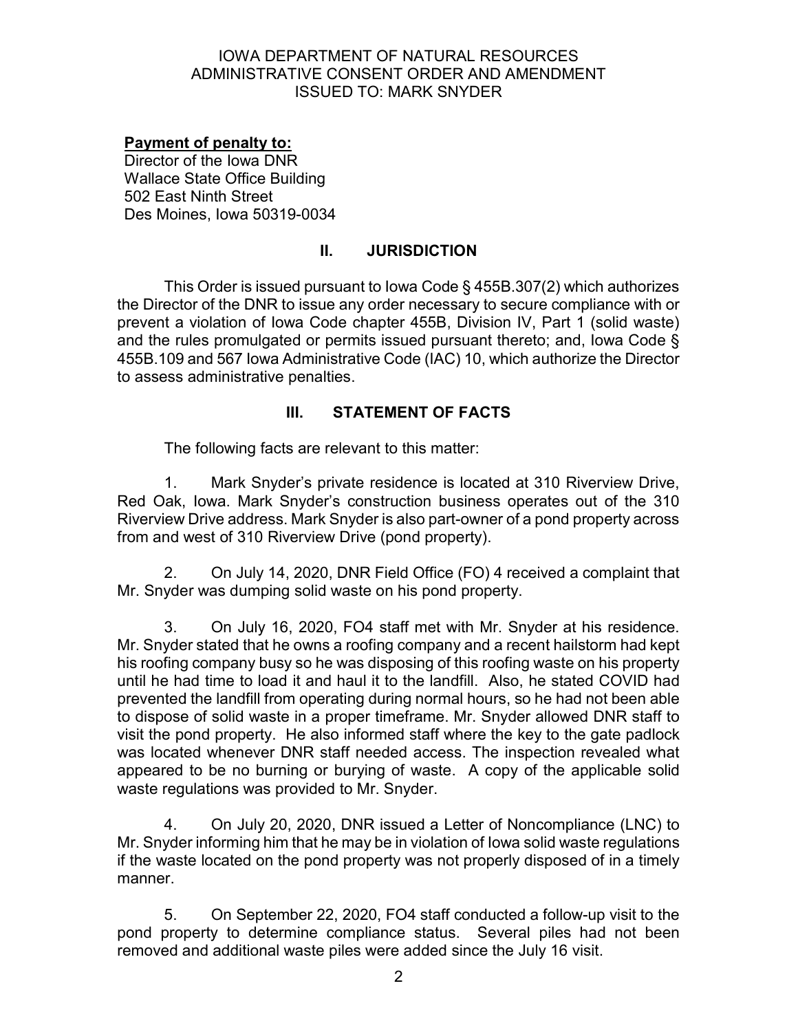IOWA DEPARTMENT OF NATURAL RESOURCES
ADMINISTRATIVE CONSENT ORDER AND AMENDMENT
ISSUED TO: MARK SNYDER

**Payment of penalty to:**
Director of the Iowa DNR
Wallace State Office Building
502 East Ninth Street
Des Moines, Iowa 50319-0034

## II. JURISDICTION

This Order is issued pursuant to Iowa Code § 455B.307(2) which authorizes the Director of the DNR to issue any order necessary to secure compliance with or prevent a violation of Iowa Code chapter 455B, Division IV, Part 1 (solid waste) and the rules promulgated or permits issued pursuant thereto; and, Iowa Code § 455B.109 and 567 Iowa Administrative Code (IAC) 10, which authorize the Director to assess administrative penalties.

## III. STATEMENT OF FACTS

The following facts are relevant to this matter:

1. Mark Snyder's private residence is located at 310 Riverview Drive, Red Oak, Iowa. Mark Snyder's construction business operates out of the 310 Riverview Drive address. Mark Snyder is also part-owner of a pond property across from and west of 310 Riverview Drive (pond property).

2. On July 14, 2020, DNR Field Office (FO) 4 received a complaint that Mr. Snyder was dumping solid waste on his pond property.

3. On July 16, 2020, FO4 staff met with Mr. Snyder at his residence. Mr. Snyder stated that he owns a roofing company and a recent hailstorm had kept his roofing company busy so he was disposing of this roofing waste on his property until he had time to load it and haul it to the landfill. Also, he stated COVID had prevented the landfill from operating during normal hours, so he had not been able to dispose of solid waste in a proper timeframe. Mr. Snyder allowed DNR staff to visit the pond property. He also informed staff where the key to the gate padlock was located whenever DNR staff needed access. The inspection revealed what appeared to be no burning or burying of waste. A copy of the applicable solid waste regulations was provided to Mr. Snyder.

4. On July 20, 2020, DNR issued a Letter of Noncompliance (LNC) to Mr. Snyder informing him that he may be in violation of Iowa solid waste regulations if the waste located on the pond property was not properly disposed of in a timely manner.

5. On September 22, 2020, FO4 staff conducted a follow-up visit to the pond property to determine compliance status. Several piles had not been removed and additional waste piles were added since the July 16 visit.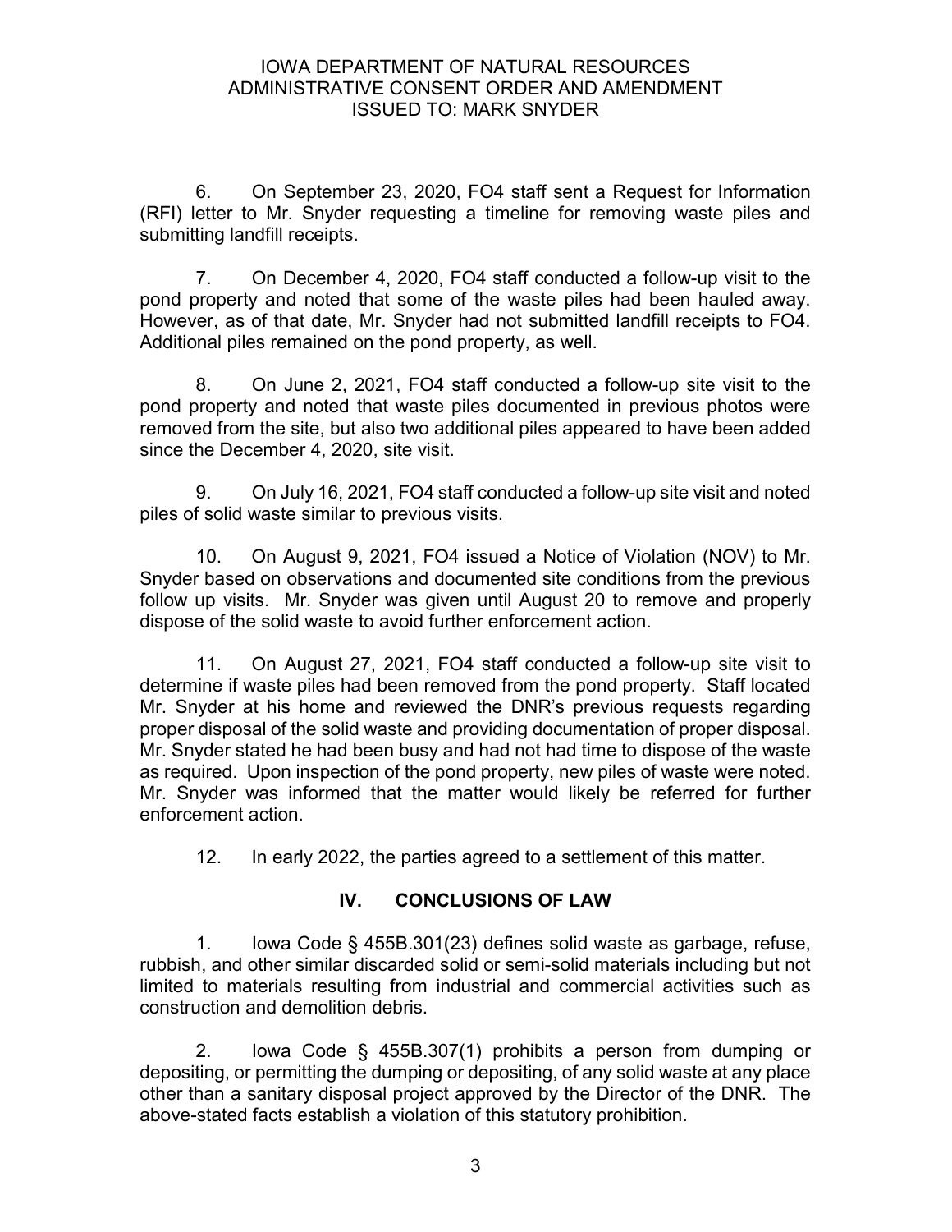6. On September 23, 2020, FO4 staff sent a Request for Information (RFI) letter to Mr. Snyder requesting a timeline for removing waste piles and submitting landfill receipts.

7. On December 4, 2020, FO4 staff conducted a follow-up visit to the pond property and noted that some of the waste piles had been hauled away. However, as of that date, Mr. Snyder had not submitted landfill receipts to FO4. Additional piles remained on the pond property, as well.

8. On June 2, 2021, FO4 staff conducted a follow-up site visit to the pond property and noted that waste piles documented in previous photos were removed from the site, but also two additional piles appeared to have been added since the December 4, 2020, site visit.

9. On July 16, 2021, FO4 staff conducted a follow-up site visit and noted piles of solid waste similar to previous visits.

10. On August 9, 2021, FO4 issued a Notice of Violation (NOV) to Mr. Snyder based on observations and documented site conditions from the previous follow up visits. Mr. Snyder was given until August 20 to remove and properly dispose of the solid waste to avoid further enforcement action.

11. On August 27, 2021, FO4 staff conducted a follow-up site visit to determine if waste piles had been removed from the pond property. Staff located Mr. Snyder at his home and reviewed the DNR's previous requests regarding proper disposal of the solid waste and providing documentation of proper disposal. Mr. Snyder stated he had been busy and had not had time to dispose of the waste as required. Upon inspection of the pond property, new piles of waste were noted. Mr. Snyder was informed that the matter would likely be referred for further enforcement action.

12. In early 2022, the parties agreed to a settlement of this matter.

## IV. CONCLUSIONS OF LAW

1. Iowa Code § 455B.301(23) defines solid waste as garbage, refuse, rubbish, and other similar discarded solid or semi-solid materials including but not limited to materials resulting from industrial and commercial activities such as construction and demolition debris.

2. Iowa Code § 455B.307(1) prohibits a person from dumping or depositing, or permitting the dumping or depositing, of any solid waste at any place other than a sanitary disposal project approved by the Director of the DNR. The above-stated facts establish a violation of this statutory prohibition.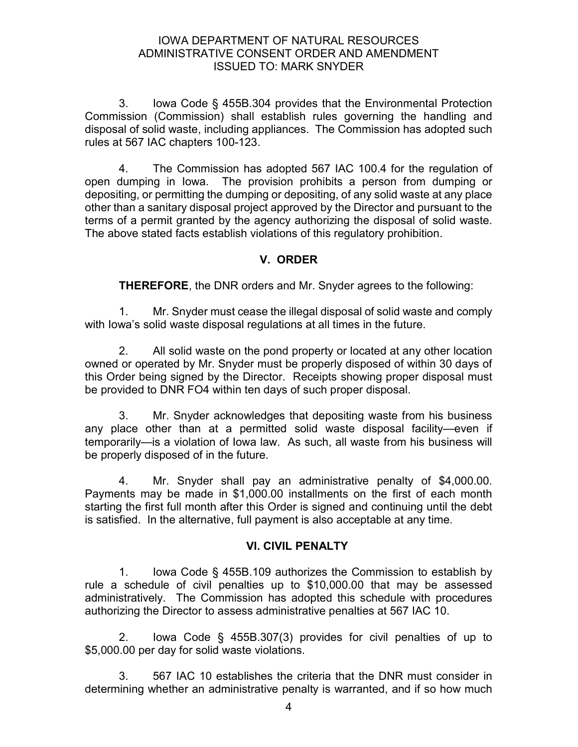3. Iowa Code § 455B.304 provides that the Environmental Protection Commission (Commission) shall establish rules governing the handling and disposal of solid waste, including appliances. The Commission has adopted such rules at 567 IAC chapters 100-123.

4. The Commission has adopted 567 IAC 100.4 for the regulation of open dumping in Iowa. The provision prohibits a person from dumping or depositing, or permitting the dumping or depositing, of any solid waste at any place other than a sanitary disposal project approved by the Director and pursuant to the terms of a permit granted by the agency authorizing the disposal of solid waste. The above stated facts establish violations of this regulatory prohibition.

## V. ORDER

**THEREFORE**, the DNR orders and Mr. Snyder agrees to the following:

1. Mr. Snyder must cease the illegal disposal of solid waste and comply with Iowa's solid waste disposal regulations at all times in the future.

2. All solid waste on the pond property or located at any other location owned or operated by Mr. Snyder must be properly disposed of within 30 days of this Order being signed by the Director. Receipts showing proper disposal must be provided to DNR FO4 within ten days of such proper disposal.

3. Mr. Snyder acknowledges that depositing waste from his business any place other than at a permitted solid waste disposal facility—even if temporarily—is a violation of Iowa law. As such, all waste from his business will be properly disposed of in the future.

4. Mr. Snyder shall pay an administrative penalty of $4,000.00. Payments may be made in $1,000.00 installments on the first of each month starting the first full month after this Order is signed and continuing until the debt is satisfied. In the alternative, full payment is also acceptable at any time.

## VI. CIVIL PENALTY

1. Iowa Code § 455B.109 authorizes the Commission to establish by rule a schedule of civil penalties up to $10,000.00 that may be assessed administratively. The Commission has adopted this schedule with procedures authorizing the Director to assess administrative penalties at 567 IAC 10.

2. Iowa Code § 455B.307(3) provides for civil penalties of up to $5,000.00 per day for solid waste violations.

3. 567 IAC 10 establishes the criteria that the DNR must consider in determining whether an administrative penalty is warranted, and if so how much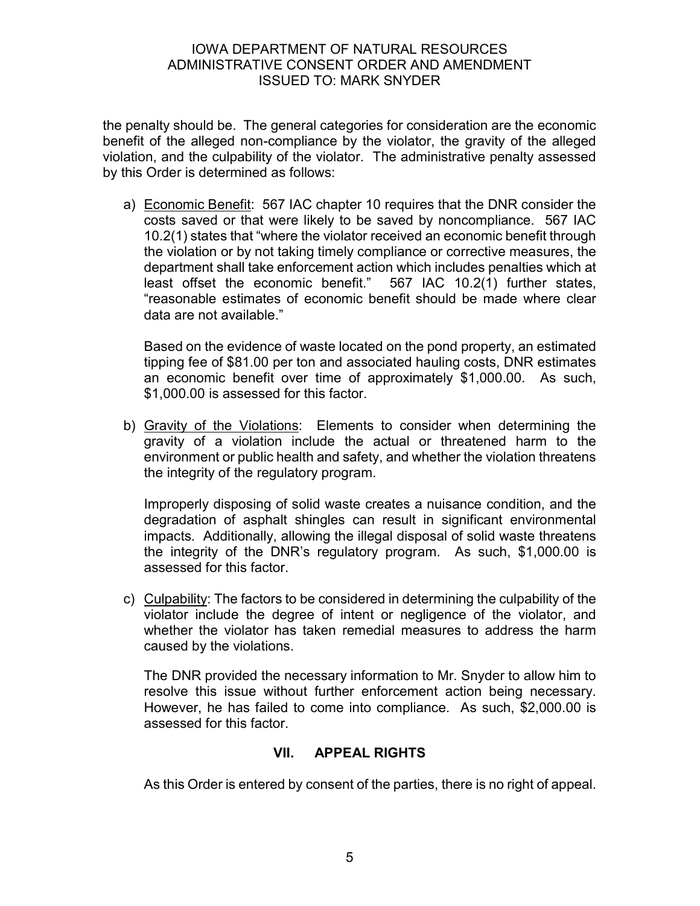the penalty should be. The general categories for consideration are the economic benefit of the alleged non-compliance by the violator, the gravity of the alleged violation, and the culpability of the violator. The administrative penalty assessed by this Order is determined as follows:

a) Economic Benefit: 567 IAC chapter 10 requires that the DNR consider the costs saved or that were likely to be saved by noncompliance. 567 IAC 10.2(1) states that "where the violator received an economic benefit through the violation or by not taking timely compliance or corrective measures, the department shall take enforcement action which includes penalties which at least offset the economic benefit." 567 IAC 10.2(1) further states, "reasonable estimates of economic benefit should be made where clear data are not available."

   Based on the evidence of waste located on the pond property, an estimated tipping fee of $81.00 per ton and associated hauling costs, DNR estimates an economic benefit over time of approximately $1,000.00. As such, $1,000.00 is assessed for this factor.

b) Gravity of the Violations: Elements to consider when determining the gravity of a violation include the actual or threatened harm to the environment or public health and safety, and whether the violation threatens the integrity of the regulatory program.

   Improperly disposing of solid waste creates a nuisance condition, and the degradation of asphalt shingles can result in significant environmental impacts. Additionally, allowing the illegal disposal of solid waste threatens the integrity of the DNR's regulatory program. As such, $1,000.00 is assessed for this factor.

c) Culpability: The factors to be considered in determining the culpability of the violator include the degree of intent or negligence of the violator, and whether the violator has taken remedial measures to address the harm caused by the violations.

   The DNR provided the necessary information to Mr. Snyder to allow him to resolve this issue without further enforcement action being necessary. However, he has failed to come into compliance. As such, $2,000.00 is assessed for this factor.

## VII. APPEAL RIGHTS

As this Order is entered by consent of the parties, there is no right of appeal.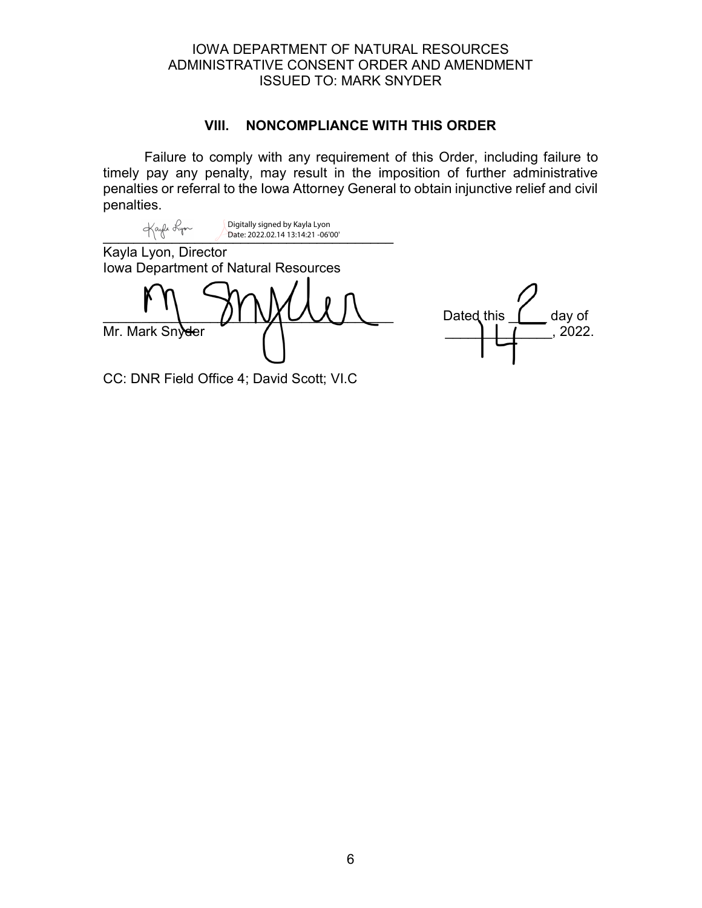IOWA DEPARTMENT OF NATURAL RESOURCES
ADMINISTRATIVE CONSENT ORDER AND AMENDMENT
ISSUED TO: MARK SNYDER

## VIII. NONCOMPLIANCE WITH THIS ORDER

Failure to comply with any requirement of this Order, including failure to timely pay any penalty, may result in the imposition of further administrative penalties or referral to the Iowa Attorney General to obtain injunctive relief and civil penalties.

Digitally signed by Kayla Lyon
Date: 2022.02.14 13:14:21 -06'00'

\_\_\_\_\_\_\_\_\_\_\_\_\_\_\_\_\_\_\_\_\_\_\_\_\_\_\_\_\_\_\_\_\_\_\_\_\_\_
Kayla Lyon, Director
Iowa Department of Natural Resources

\_\_\_\_\_\_\_\_\_\_\_\_\_\_\_\_\_\_\_\_\_\_\_\_\_\_\_\_\_\_\_\_\_\_\_\_\_\_
Mr. Mark Snyder

Dated this 2 day of 14, 2022.

CC: DNR Field Office 4; David Scott; VI.C